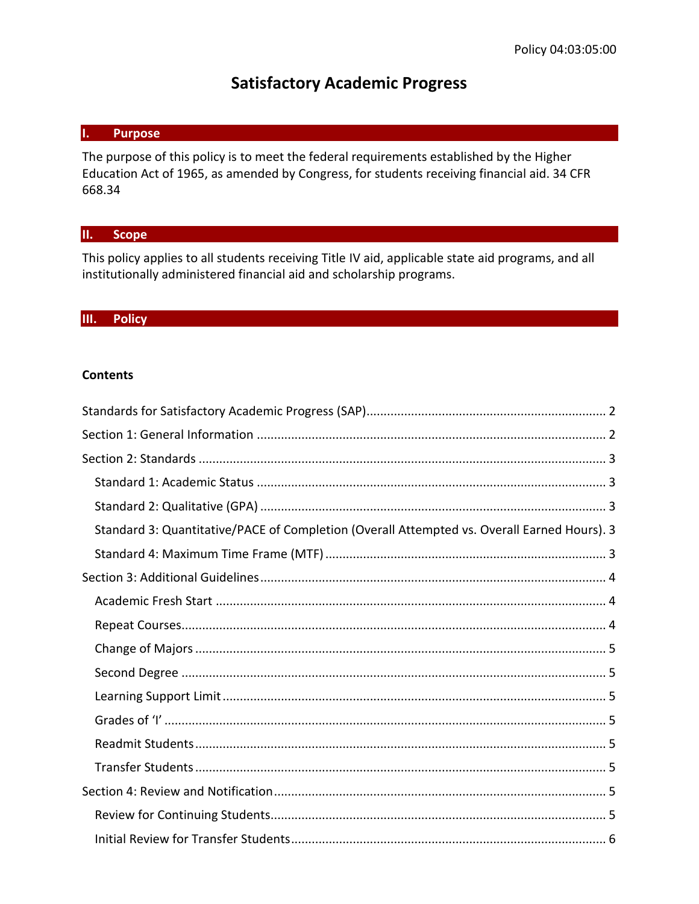Policy 04:03:05:00

# Satisfactory Academic Progress

## I. Purpose

The purpose of this policy is to meet the federal requirements established by the Higher Education Act of 1965, as amended by Congress, for students receiving financial aid. 34 CFR 668.34

## II. Scope

This policy applies to all students receiving Title IV aid, applicable state aid programs, and all institutionally administered financial aid and scholarship programs.

## III. Policy

**Contents**

- Standards for Satisfactory Academic Progress (SAP)....................................................................... 2
- Section 1: General Information ......................................................................................................... 2
- Section 2: Standards .......................................................................................................................... 3
  - Standard 1: Academic Status ......................................................................................................... 3
  - Standard 2: Qualitative (GPA) ........................................................................................................ 3
  - Standard 3: Quantitative/PACE of Completion (Overall Attempted vs. Overall Earned Hours). 3
  - Standard 4: Maximum Time Frame (MTF) ..................................................................................... 3
- Section 3: Additional Guidelines ....................................................................................................... 4
  - Academic Fresh Start ..................................................................................................................... 4
  - Repeat Courses............................................................................................................................... 4
  - Change of Majors ........................................................................................................................... 5
  - Second Degree ............................................................................................................................... 5
  - Learning Support Limit ................................................................................................................... 5
  - Grades of 'I' .................................................................................................................................... 5
  - Readmit Students............................................................................................................................ 5
  - Transfer Students ........................................................................................................................... 5
- Section 4: Review and Notification .................................................................................................. 5
  - Review for Continuing Students...................................................................................................... 5
  - Initial Review for Transfer Students................................................................................................ 6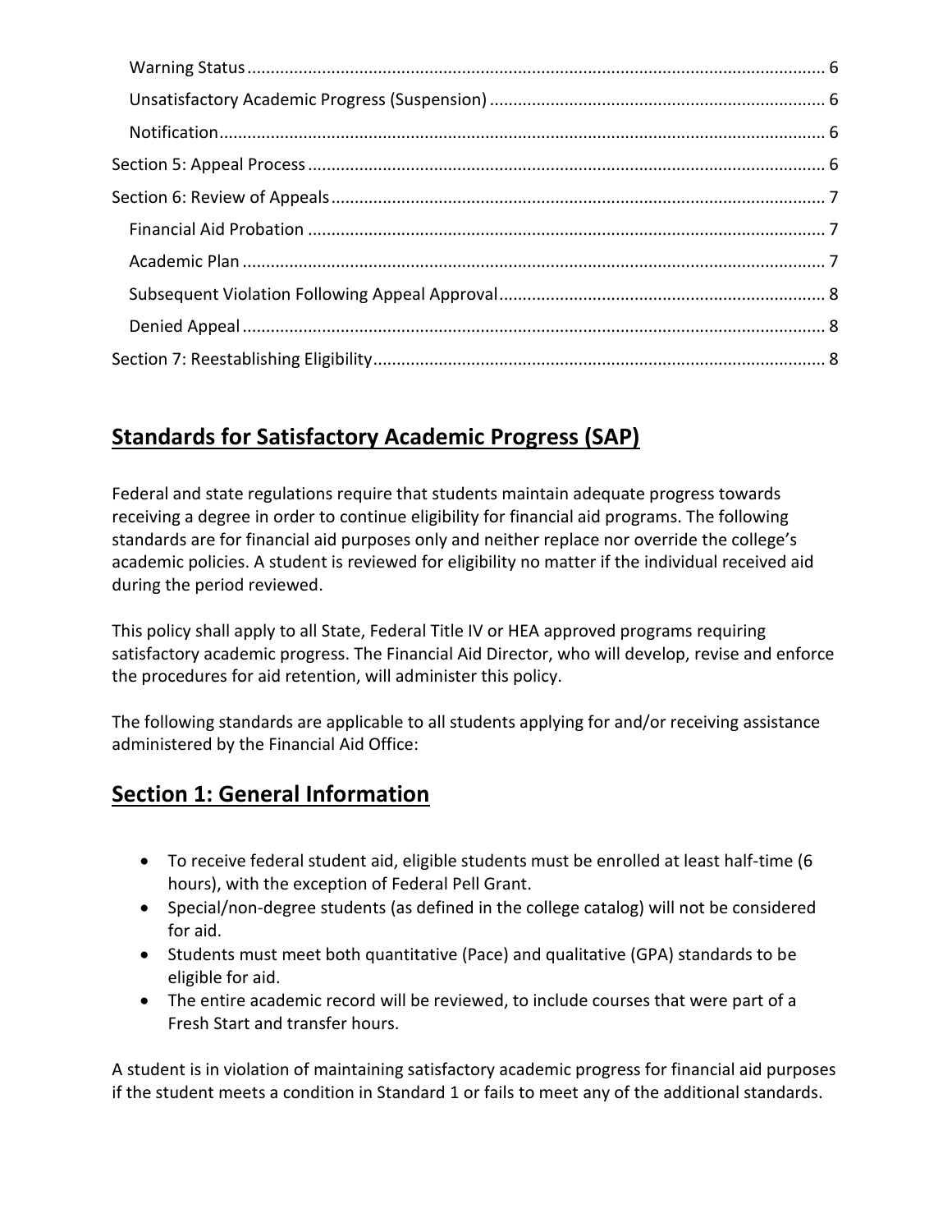- Warning Status ........................................................ 6
- Unsatisfactory Academic Progress (Suspension) ........................................................ 6
- Notification ........................................................ 6

Section 5: Appeal Process ........................................................ 6

Section 6: Review of Appeals ........................................................ 7

- Financial Aid Probation ........................................................ 7
- Academic Plan ........................................................ 7
- Subsequent Violation Following Appeal Approval ........................................................ 8
- Denied Appeal ........................................................ 8

Section 7: Reestablishing Eligibility ........................................................ 8

# Standards for Satisfactory Academic Progress (SAP)

Federal and state regulations require that students maintain adequate progress towards receiving a degree in order to continue eligibility for financial aid programs. The following standards are for financial aid purposes only and neither replace nor override the college's academic policies. A student is reviewed for eligibility no matter if the individual received aid during the period reviewed.

This policy shall apply to all State, Federal Title IV or HEA approved programs requiring satisfactory academic progress. The Financial Aid Director, who will develop, revise and enforce the procedures for aid retention, will administer this policy.

The following standards are applicable to all students applying for and/or receiving assistance administered by the Financial Aid Office:

## Section 1: General Information

- To receive federal student aid, eligible students must be enrolled at least half-time (6 hours), with the exception of Federal Pell Grant.
- Special/non-degree students (as defined in the college catalog) will not be considered for aid.
- Students must meet both quantitative (Pace) and qualitative (GPA) standards to be eligible for aid.
- The entire academic record will be reviewed, to include courses that were part of a Fresh Start and transfer hours.

A student is in violation of maintaining satisfactory academic progress for financial aid purposes if the student meets a condition in Standard 1 or fails to meet any of the additional standards.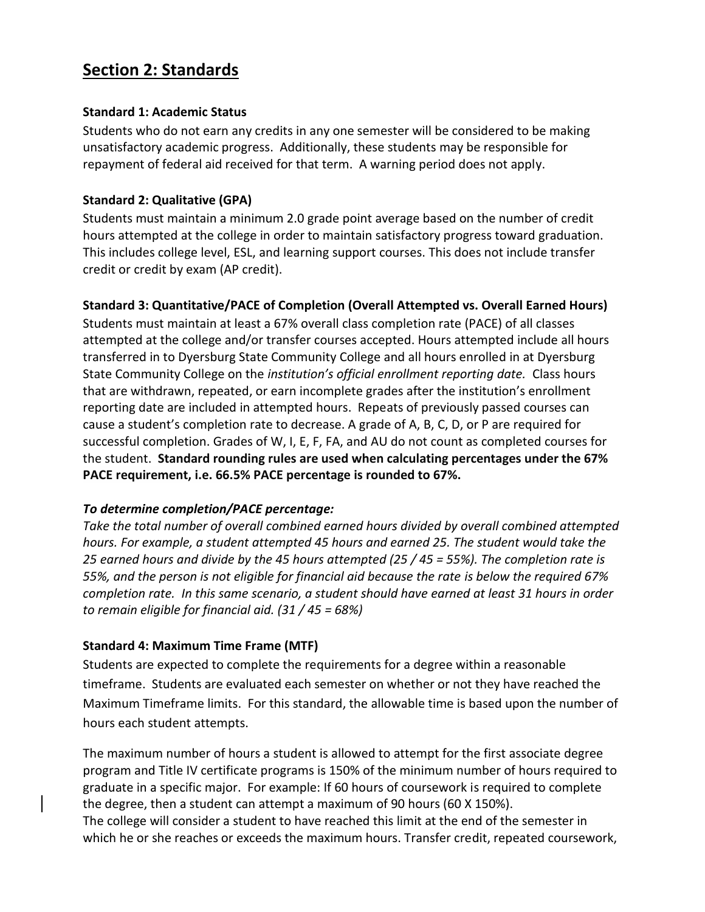## Section 2: Standards

**Standard 1: Academic Status**

Students who do not earn any credits in any one semester will be considered to be making unsatisfactory academic progress. Additionally, these students may be responsible for repayment of federal aid received for that term. A warning period does not apply.

**Standard 2: Qualitative (GPA)**

Students must maintain a minimum 2.0 grade point average based on the number of credit hours attempted at the college in order to maintain satisfactory progress toward graduation. This includes college level, ESL, and learning support courses. This does not include transfer credit or credit by exam (AP credit).

**Standard 3: Quantitative/PACE of Completion (Overall Attempted vs. Overall Earned Hours)**

Students must maintain at least a 67% overall class completion rate (PACE) of all classes attempted at the college and/or transfer courses accepted. Hours attempted include all hours transferred in to Dyersburg State Community College and all hours enrolled in at Dyersburg State Community College on the *institution's official enrollment reporting date.* Class hours that are withdrawn, repeated, or earn incomplete grades after the institution's enrollment reporting date are included in attempted hours. Repeats of previously passed courses can cause a student's completion rate to decrease. A grade of A, B, C, D, or P are required for successful completion. Grades of W, I, E, F, FA, and AU do not count as completed courses for the student. **Standard rounding rules are used when calculating percentages under the 67% PACE requirement, i.e. 66.5% PACE percentage is rounded to 67%.**

***To determine completion/PACE percentage:***

*Take the total number of overall combined earned hours divided by overall combined attempted hours. For example, a student attempted 45 hours and earned 25. The student would take the 25 earned hours and divide by the 45 hours attempted (25 / 45 = 55%). The completion rate is 55%, and the person is not eligible for financial aid because the rate is below the required 67% completion rate. In this same scenario, a student should have earned at least 31 hours in order to remain eligible for financial aid. (31 / 45 = 68%)*

**Standard 4: Maximum Time Frame (MTF)**

Students are expected to complete the requirements for a degree within a reasonable timeframe. Students are evaluated each semester on whether or not they have reached the Maximum Timeframe limits. For this standard, the allowable time is based upon the number of hours each student attempts.

The maximum number of hours a student is allowed to attempt for the first associate degree program and Title IV certificate programs is 150% of the minimum number of hours required to graduate in a specific major. For example: If 60 hours of coursework is required to complete the degree, then a student can attempt a maximum of 90 hours (60 X 150%).
The college will consider a student to have reached this limit at the end of the semester in which he or she reaches or exceeds the maximum hours. Transfer credit, repeated coursework,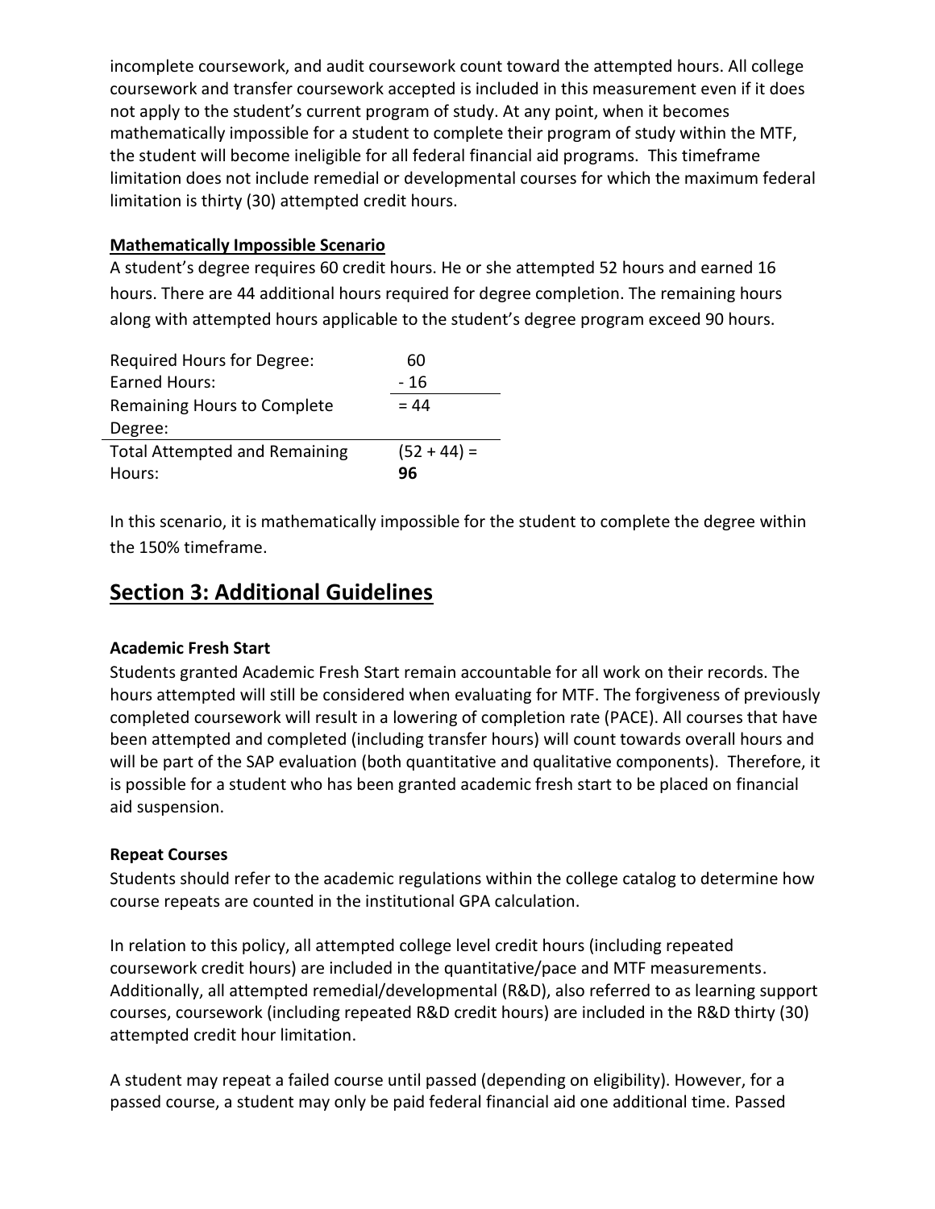incomplete coursework, and audit coursework count toward the attempted hours. All college coursework and transfer coursework accepted is included in this measurement even if it does not apply to the student's current program of study. At any point, when it becomes mathematically impossible for a student to complete their program of study within the MTF, the student will become ineligible for all federal financial aid programs. This timeframe limitation does not include remedial or developmental courses for which the maximum federal limitation is thirty (30) attempted credit hours.

**Mathematically Impossible Scenario**

A student's degree requires 60 credit hours. He or she attempted 52 hours and earned 16 hours. There are 44 additional hours required for degree completion. The remaining hours along with attempted hours applicable to the student's degree program exceed 90 hours.

| | |
|---|---|
| Required Hours for Degree: | 60 |
| Earned Hours: | - 16 |
| Remaining Hours to Complete Degree: | = 44 |
| Total Attempted and Remaining Hours: | (52 + 44) = **96** |

In this scenario, it is mathematically impossible for the student to complete the degree within the 150% timeframe.

## Section 3: Additional Guidelines

**Academic Fresh Start**

Students granted Academic Fresh Start remain accountable for all work on their records. The hours attempted will still be considered when evaluating for MTF. The forgiveness of previously completed coursework will result in a lowering of completion rate (PACE). All courses that have been attempted and completed (including transfer hours) will count towards overall hours and will be part of the SAP evaluation (both quantitative and qualitative components). Therefore, it is possible for a student who has been granted academic fresh start to be placed on financial aid suspension.

**Repeat Courses**

Students should refer to the academic regulations within the college catalog to determine how course repeats are counted in the institutional GPA calculation.

In relation to this policy, all attempted college level credit hours (including repeated coursework credit hours) are included in the quantitative/pace and MTF measurements. Additionally, all attempted remedial/developmental (R&D), also referred to as learning support courses, coursework (including repeated R&D credit hours) are included in the R&D thirty (30) attempted credit hour limitation.

A student may repeat a failed course until passed (depending on eligibility). However, for a passed course, a student may only be paid federal financial aid one additional time. Passed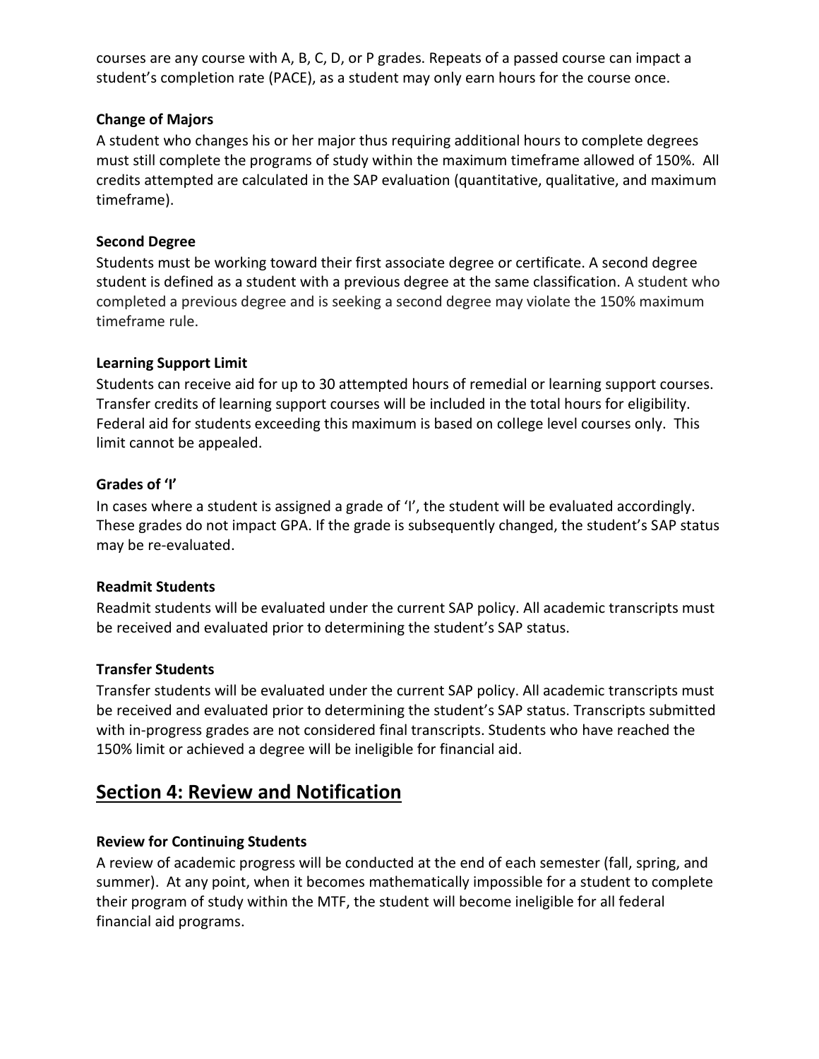courses are any course with A, B, C, D, or P grades. Repeats of a passed course can impact a student's completion rate (PACE), as a student may only earn hours for the course once.

### Change of Majors

A student who changes his or her major thus requiring additional hours to complete degrees must still complete the programs of study within the maximum timeframe allowed of 150%. All credits attempted are calculated in the SAP evaluation (quantitative, qualitative, and maximum timeframe).

### Second Degree

Students must be working toward their first associate degree or certificate. A second degree student is defined as a student with a previous degree at the same classification. A student who completed a previous degree and is seeking a second degree may violate the 150% maximum timeframe rule.

### Learning Support Limit

Students can receive aid for up to 30 attempted hours of remedial or learning support courses. Transfer credits of learning support courses will be included in the total hours for eligibility. Federal aid for students exceeding this maximum is based on college level courses only. This limit cannot be appealed.

### Grades of 'I'

In cases where a student is assigned a grade of 'I', the student will be evaluated accordingly. These grades do not impact GPA. If the grade is subsequently changed, the student's SAP status may be re-evaluated.

### Readmit Students

Readmit students will be evaluated under the current SAP policy. All academic transcripts must be received and evaluated prior to determining the student's SAP status.

### Transfer Students

Transfer students will be evaluated under the current SAP policy. All academic transcripts must be received and evaluated prior to determining the student's SAP status. Transcripts submitted with in-progress grades are not considered final transcripts. Students who have reached the 150% limit or achieved a degree will be ineligible for financial aid.

## Section 4: Review and Notification

### Review for Continuing Students

A review of academic progress will be conducted at the end of each semester (fall, spring, and summer). At any point, when it becomes mathematically impossible for a student to complete their program of study within the MTF, the student will become ineligible for all federal financial aid programs.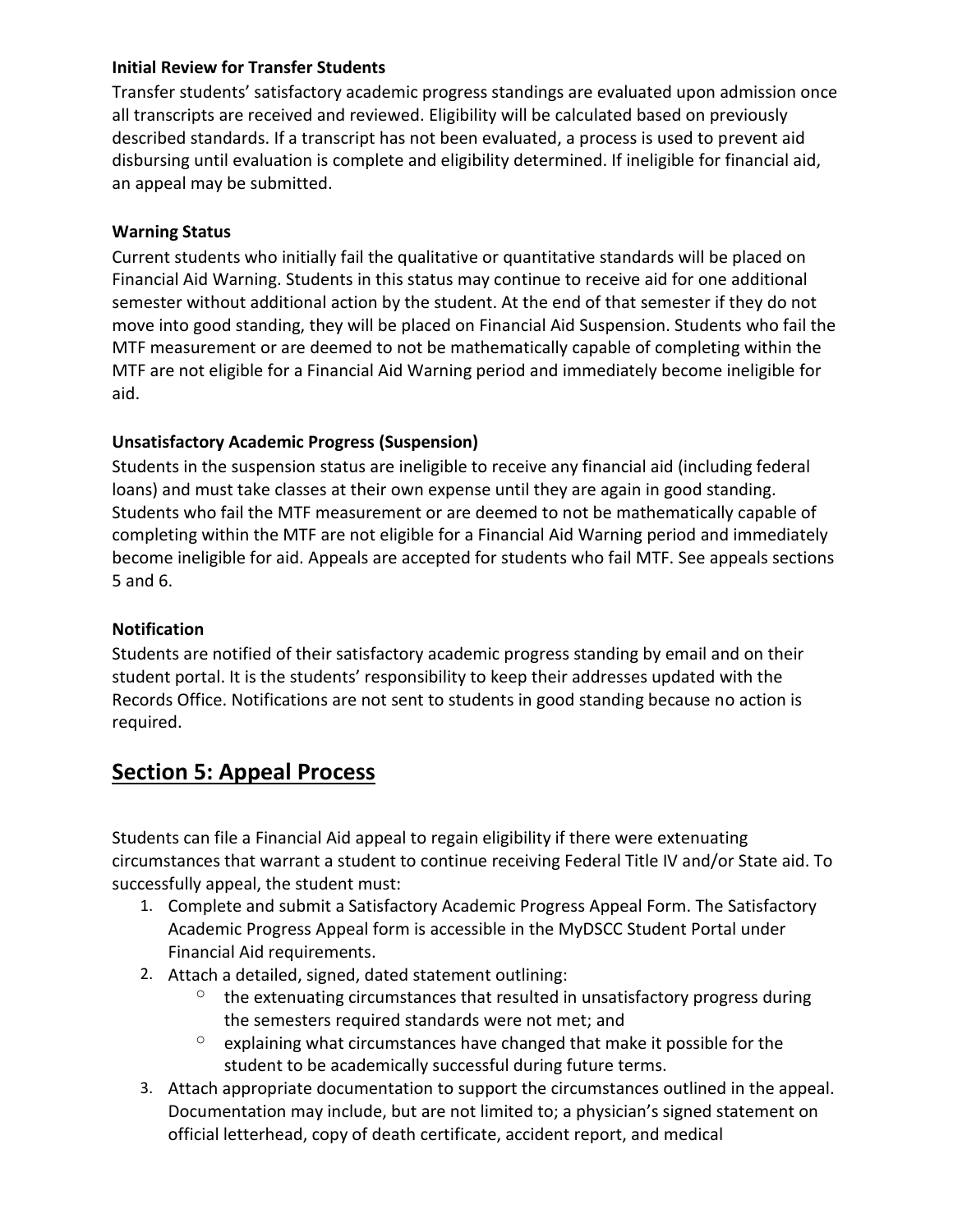**Initial Review for Transfer Students**

Transfer students' satisfactory academic progress standings are evaluated upon admission once all transcripts are received and reviewed. Eligibility will be calculated based on previously described standards. If a transcript has not been evaluated, a process is used to prevent aid disbursing until evaluation is complete and eligibility determined. If ineligible for financial aid, an appeal may be submitted.

**Warning Status**

Current students who initially fail the qualitative or quantitative standards will be placed on Financial Aid Warning. Students in this status may continue to receive aid for one additional semester without additional action by the student. At the end of that semester if they do not move into good standing, they will be placed on Financial Aid Suspension. Students who fail the MTF measurement or are deemed to not be mathematically capable of completing within the MTF are not eligible for a Financial Aid Warning period and immediately become ineligible for aid.

**Unsatisfactory Academic Progress (Suspension)**

Students in the suspension status are ineligible to receive any financial aid (including federal loans) and must take classes at their own expense until they are again in good standing. Students who fail the MTF measurement or are deemed to not be mathematically capable of completing within the MTF are not eligible for a Financial Aid Warning period and immediately become ineligible for aid. Appeals are accepted for students who fail MTF. See appeals sections 5 and 6.

**Notification**

Students are notified of their satisfactory academic progress standing by email and on their student portal. It is the students' responsibility to keep their addresses updated with the Records Office. Notifications are not sent to students in good standing because no action is required.

## Section 5: Appeal Process

Students can file a Financial Aid appeal to regain eligibility if there were extenuating circumstances that warrant a student to continue receiving Federal Title IV and/or State aid. To successfully appeal, the student must:

1. Complete and submit a Satisfactory Academic Progress Appeal Form. The Satisfactory Academic Progress Appeal form is accessible in the MyDSCC Student Portal under Financial Aid requirements.
2. Attach a detailed, signed, dated statement outlining:
    - the extenuating circumstances that resulted in unsatisfactory progress during the semesters required standards were not met; and
    - explaining what circumstances have changed that make it possible for the student to be academically successful during future terms.
3. Attach appropriate documentation to support the circumstances outlined in the appeal. Documentation may include, but are not limited to; a physician's signed statement on official letterhead, copy of death certificate, accident report, and medical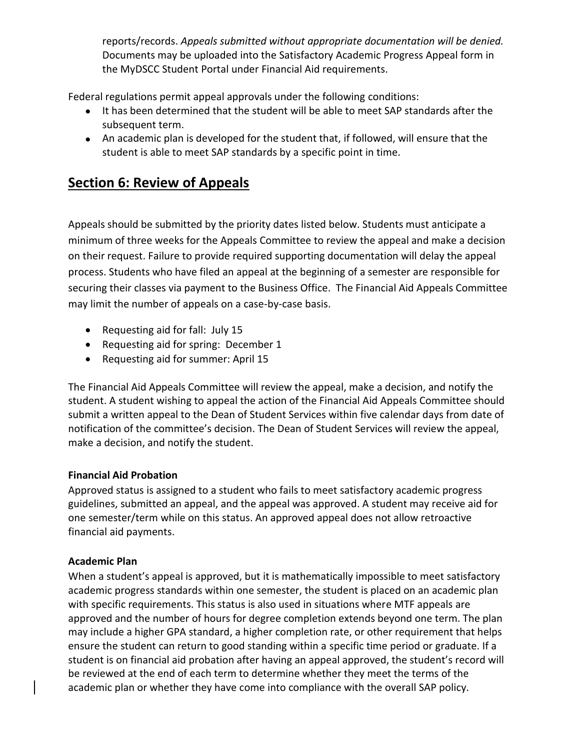reports/records. *Appeals submitted without appropriate documentation will be denied.* Documents may be uploaded into the Satisfactory Academic Progress Appeal form in the MyDSCC Student Portal under Financial Aid requirements.

Federal regulations permit appeal approvals under the following conditions:

- It has been determined that the student will be able to meet SAP standards after the subsequent term.
- An academic plan is developed for the student that, if followed, will ensure that the student is able to meet SAP standards by a specific point in time.

## Section 6: Review of Appeals

Appeals should be submitted by the priority dates listed below. Students must anticipate a minimum of three weeks for the Appeals Committee to review the appeal and make a decision on their request. Failure to provide required supporting documentation will delay the appeal process. Students who have filed an appeal at the beginning of a semester are responsible for securing their classes via payment to the Business Office. The Financial Aid Appeals Committee may limit the number of appeals on a case-by-case basis.

- Requesting aid for fall: July 15
- Requesting aid for spring: December 1
- Requesting aid for summer: April 15

The Financial Aid Appeals Committee will review the appeal, make a decision, and notify the student. A student wishing to appeal the action of the Financial Aid Appeals Committee should submit a written appeal to the Dean of Student Services within five calendar days from date of notification of the committee's decision. The Dean of Student Services will review the appeal, make a decision, and notify the student.

**Financial Aid Probation**

Approved status is assigned to a student who fails to meet satisfactory academic progress guidelines, submitted an appeal, and the appeal was approved. A student may receive aid for one semester/term while on this status. An approved appeal does not allow retroactive financial aid payments.

**Academic Plan**

When a student's appeal is approved, but it is mathematically impossible to meet satisfactory academic progress standards within one semester, the student is placed on an academic plan with specific requirements. This status is also used in situations where MTF appeals are approved and the number of hours for degree completion extends beyond one term. The plan may include a higher GPA standard, a higher completion rate, or other requirement that helps ensure the student can return to good standing within a specific time period or graduate. If a student is on financial aid probation after having an appeal approved, the student's record will be reviewed at the end of each term to determine whether they meet the terms of the academic plan or whether they have come into compliance with the overall SAP policy.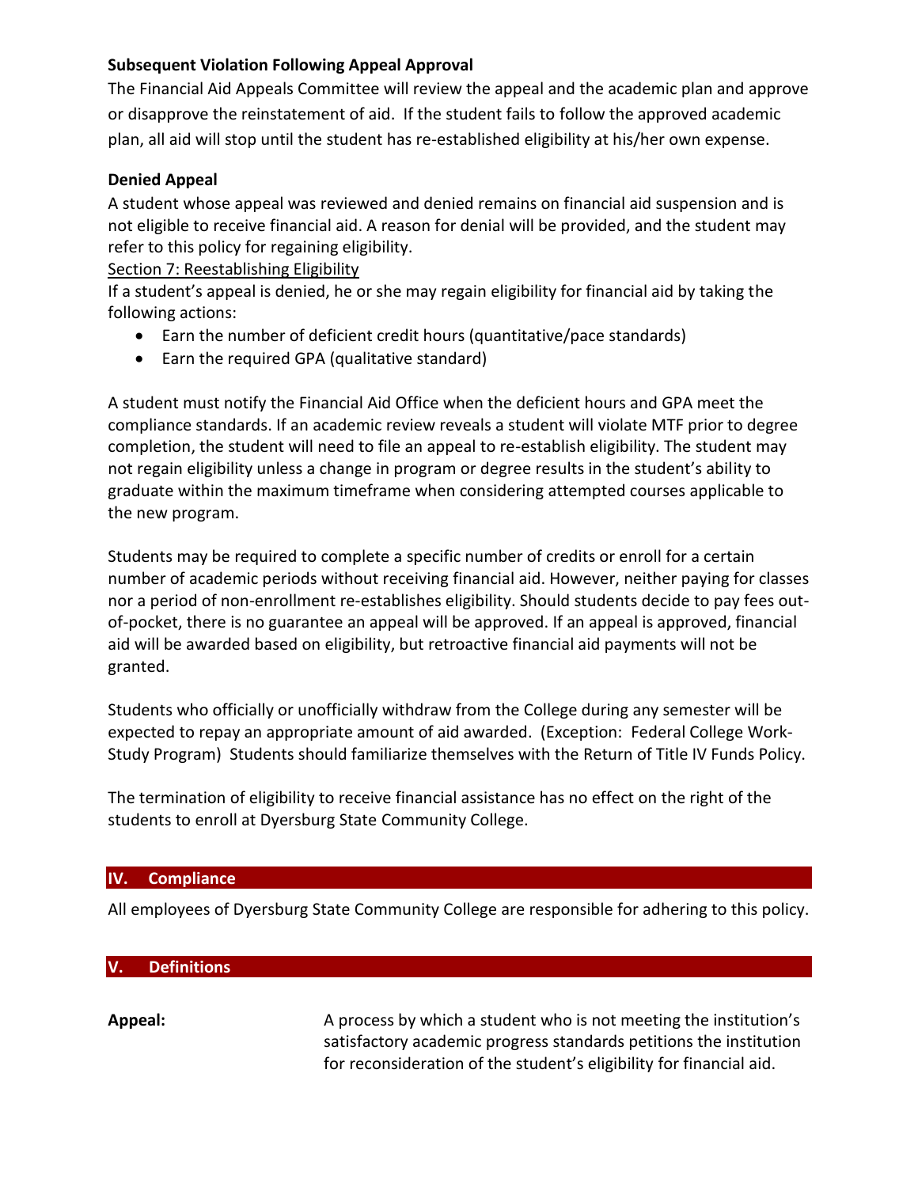**Subsequent Violation Following Appeal Approval**

The Financial Aid Appeals Committee will review the appeal and the academic plan and approve or disapprove the reinstatement of aid. If the student fails to follow the approved academic plan, all aid will stop until the student has re-established eligibility at his/her own expense.

**Denied Appeal**

A student whose appeal was reviewed and denied remains on financial aid suspension and is not eligible to receive financial aid. A reason for denial will be provided, and the student may refer to this policy for regaining eligibility.

Section 7: Reestablishing Eligibility

If a student's appeal is denied, he or she may regain eligibility for financial aid by taking the following actions:

- Earn the number of deficient credit hours (quantitative/pace standards)
- Earn the required GPA (qualitative standard)

A student must notify the Financial Aid Office when the deficient hours and GPA meet the compliance standards. If an academic review reveals a student will violate MTF prior to degree completion, the student will need to file an appeal to re-establish eligibility. The student may not regain eligibility unless a change in program or degree results in the student's ability to graduate within the maximum timeframe when considering attempted courses applicable to the new program.

Students may be required to complete a specific number of credits or enroll for a certain number of academic periods without receiving financial aid. However, neither paying for classes nor a period of non-enrollment re-establishes eligibility. Should students decide to pay fees out-of-pocket, there is no guarantee an appeal will be approved. If an appeal is approved, financial aid will be awarded based on eligibility, but retroactive financial aid payments will not be granted.

Students who officially or unofficially withdraw from the College during any semester will be expected to repay an appropriate amount of aid awarded. (Exception: Federal College Work-Study Program) Students should familiarize themselves with the Return of Title IV Funds Policy.

The termination of eligibility to receive financial assistance has no effect on the right of the students to enroll at Dyersburg State Community College.

## IV. Compliance

All employees of Dyersburg State Community College are responsible for adhering to this policy.

## V. Definitions

**Appeal:** A process by which a student who is not meeting the institution's satisfactory academic progress standards petitions the institution for reconsideration of the student's eligibility for financial aid.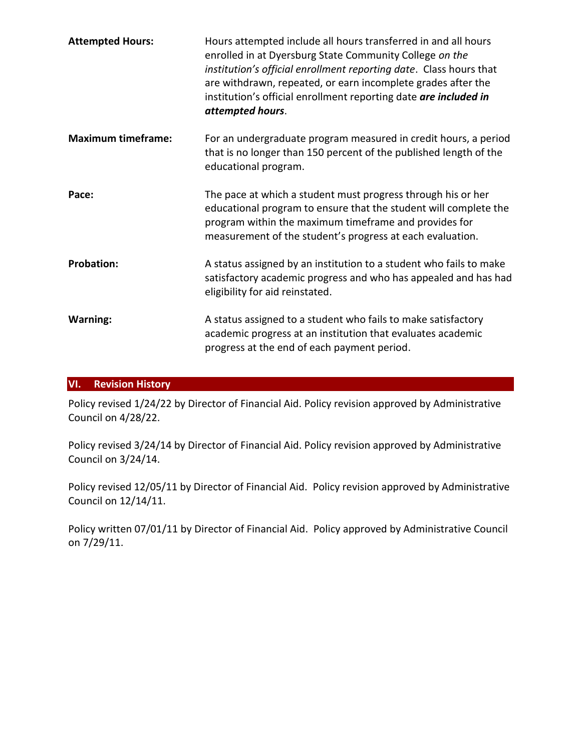**Attempted Hours:** Hours attempted include all hours transferred in and all hours enrolled in at Dyersburg State Community College *on the institution's official enrollment reporting date*. Class hours that are withdrawn, repeated, or earn incomplete grades after the institution's official enrollment reporting date ***are included in attempted hours***.

**Maximum timeframe:** For an undergraduate program measured in credit hours, a period that is no longer than 150 percent of the published length of the educational program.

**Pace:** The pace at which a student must progress through his or her educational program to ensure that the student will complete the program within the maximum timeframe and provides for measurement of the student's progress at each evaluation.

**Probation:** A status assigned by an institution to a student who fails to make satisfactory academic progress and who has appealed and has had eligibility for aid reinstated.

**Warning:** A status assigned to a student who fails to make satisfactory academic progress at an institution that evaluates academic progress at the end of each payment period.

## VI. Revision History

Policy revised 1/24/22 by Director of Financial Aid. Policy revision approved by Administrative Council on 4/28/22.

Policy revised 3/24/14 by Director of Financial Aid. Policy revision approved by Administrative Council on 3/24/14.

Policy revised 12/05/11 by Director of Financial Aid. Policy revision approved by Administrative Council on 12/14/11.

Policy written 07/01/11 by Director of Financial Aid. Policy approved by Administrative Council on 7/29/11.